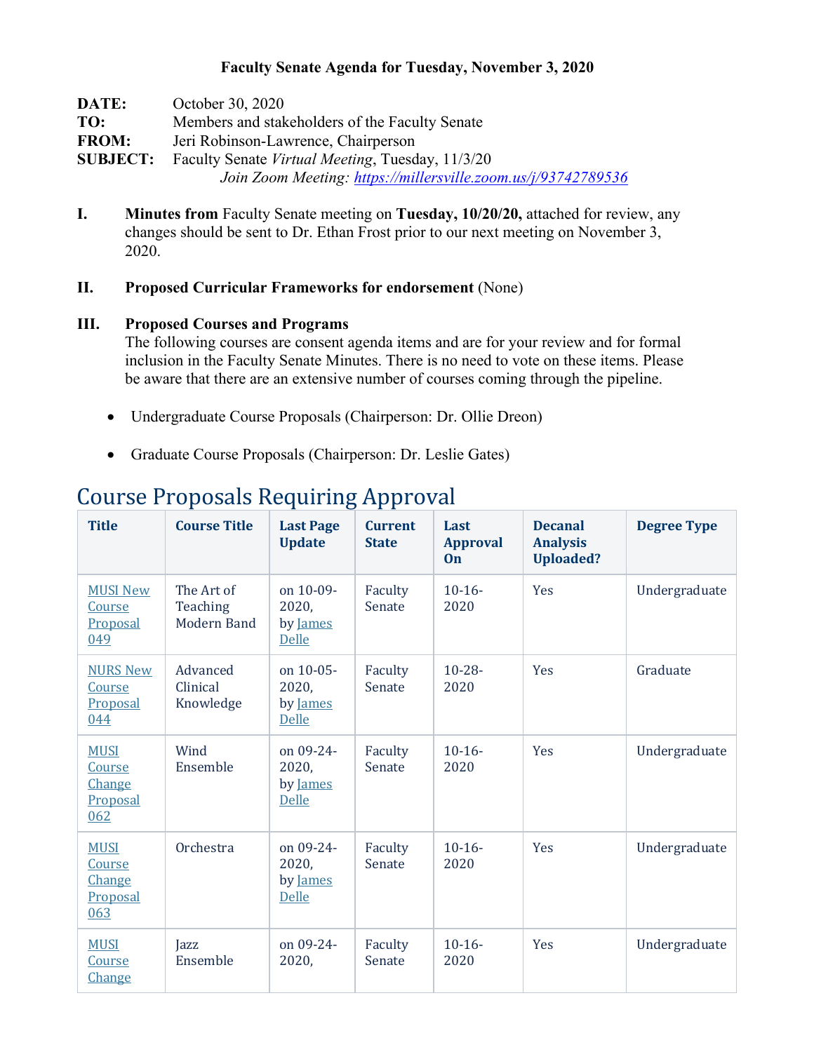**Faculty Senate Agenda for Tuesday, November 3, 2020**

**DATE:** October 30, 2020
**TO:** Members and stakeholders of the Faculty Senate
**FROM:** Jeri Robinson-Lawrence, Chairperson
**SUBJECT:** Faculty Senate *Virtual Meeting*, Tuesday, 11/3/20
*Join Zoom Meeting:* [https://millersville.zoom.us/j/93742789536](https://millersville.zoom.us/j/93742789536)

**I.** **Minutes from** Faculty Senate meeting on **Tuesday, 10/20/20,** attached for review, any changes should be sent to Dr. Ethan Frost prior to our next meeting on November 3, 2020.

**II.** **Proposed Curricular Frameworks for endorsement** (None)

**III.** **Proposed Courses and Programs**
The following courses are consent agenda items and are for your review and for formal inclusion in the Faculty Senate Minutes. There is no need to vote on these items. Please be aware that there are an extensive number of courses coming through the pipeline.

- Undergraduate Course Proposals (Chairperson: Dr. Ollie Dreon)
- Graduate Course Proposals (Chairperson: Dr. Leslie Gates)

## Course Proposals Requiring Approval

| Title | Course Title | Last Page Update | Current State | Last Approval On | Decanal Analysis Uploaded? | Degree Type |
|---|---|---|---|---|---|---|
| MUSI New Course Proposal 049 | The Art of Teaching Modern Band | on 10-09-2020, by James Delle | Faculty Senate | 10-16-2020 | Yes | Undergraduate |
| NURS New Course Proposal 044 | Advanced Clinical Knowledge | on 10-05-2020, by James Delle | Faculty Senate | 10-28-2020 | Yes | Graduate |
| MUSI Course Change Proposal 062 | Wind Ensemble | on 09-24-2020, by James Delle | Faculty Senate | 10-16-2020 | Yes | Undergraduate |
| MUSI Course Change Proposal 063 | Orchestra | on 09-24-2020, by James Delle | Faculty Senate | 10-16-2020 | Yes | Undergraduate |
| MUSI Course Change | Jazz Ensemble | on 09-24-2020, | Faculty Senate | 10-16-2020 | Yes | Undergraduate |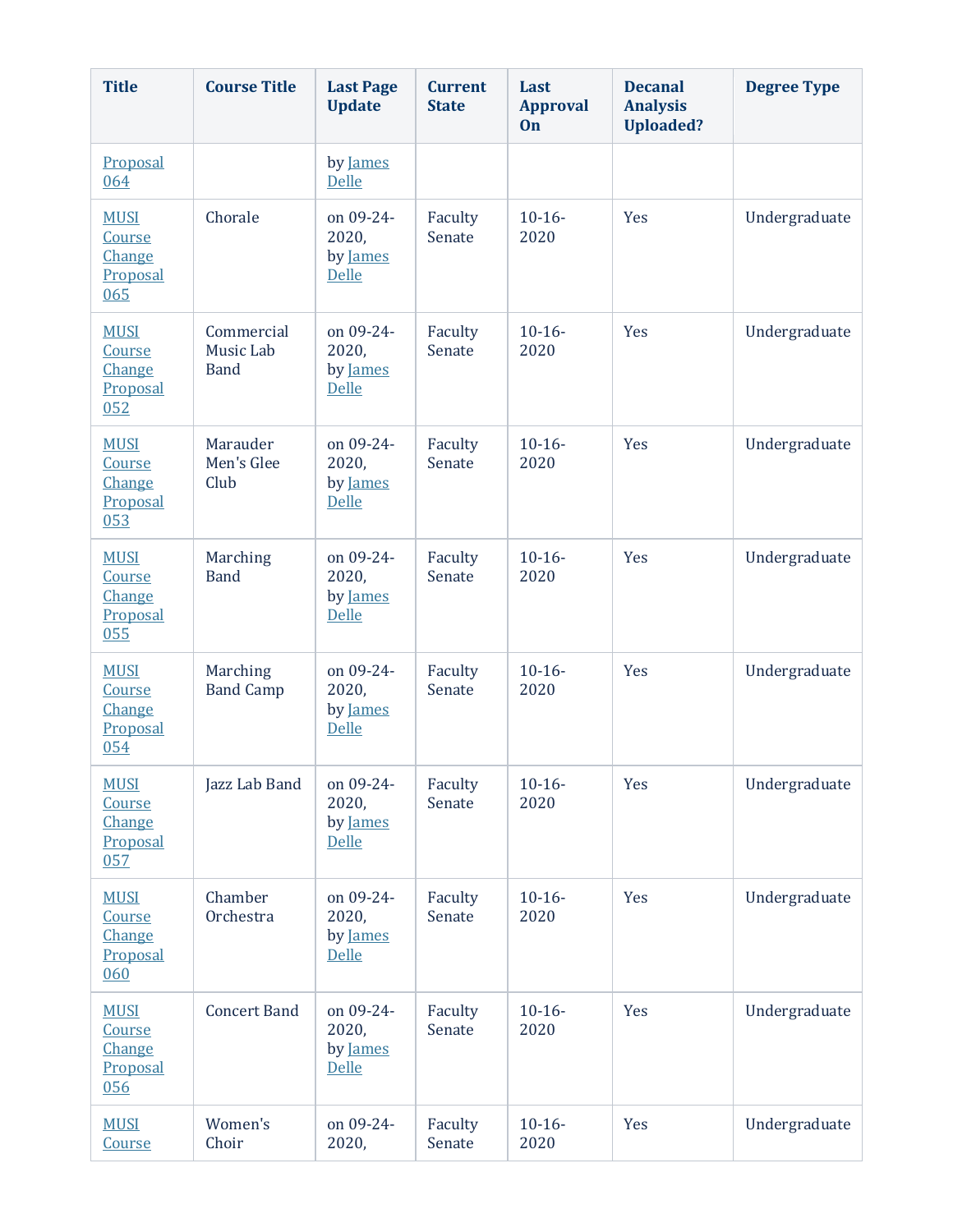| Title | Course Title | Last Page Update | Current State | Last Approval On | Decanal Analysis Uploaded? | Degree Type |
|---|---|---|---|---|---|---|
| Proposal 064 | | by James Delle | | | | |
| MUSI Course Change Proposal 065 | Chorale | on 09-24-2020, by James Delle | Faculty Senate | 10-16-2020 | Yes | Undergraduate |
| MUSI Course Change Proposal 052 | Commercial Music Lab Band | on 09-24-2020, by James Delle | Faculty Senate | 10-16-2020 | Yes | Undergraduate |
| MUSI Course Change Proposal 053 | Marauder Men's Glee Club | on 09-24-2020, by James Delle | Faculty Senate | 10-16-2020 | Yes | Undergraduate |
| MUSI Course Change Proposal 055 | Marching Band | on 09-24-2020, by James Delle | Faculty Senate | 10-16-2020 | Yes | Undergraduate |
| MUSI Course Change Proposal 054 | Marching Band Camp | on 09-24-2020, by James Delle | Faculty Senate | 10-16-2020 | Yes | Undergraduate |
| MUSI Course Change Proposal 057 | Jazz Lab Band | on 09-24-2020, by James Delle | Faculty Senate | 10-16-2020 | Yes | Undergraduate |
| MUSI Course Change Proposal 060 | Chamber Orchestra | on 09-24-2020, by James Delle | Faculty Senate | 10-16-2020 | Yes | Undergraduate |
| MUSI Course Change Proposal 056 | Concert Band | on 09-24-2020, by James Delle | Faculty Senate | 10-16-2020 | Yes | Undergraduate |
| MUSI Course | Women's Choir | on 09-24-2020, | Faculty Senate | 10-16-2020 | Yes | Undergraduate |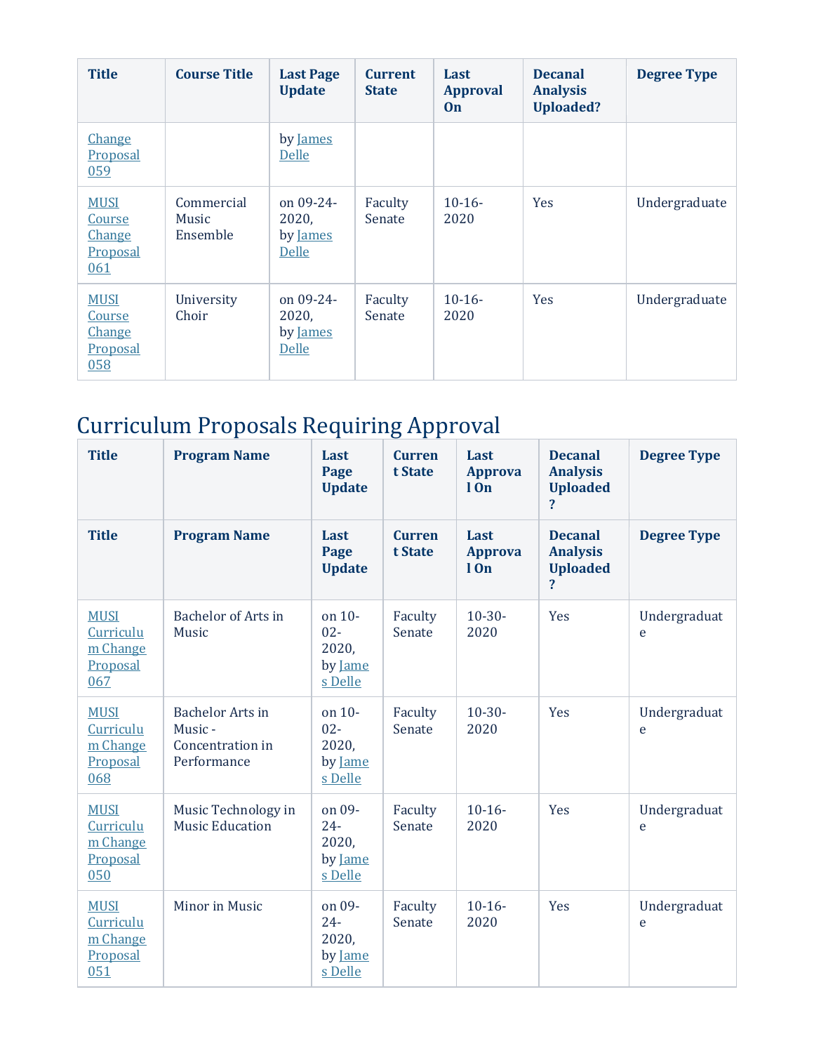| Title | Course Title | Last Page Update | Current State | Last Approval On | Decanal Analysis Uploaded? | Degree Type |
|---|---|---|---|---|---|---|
| Change Proposal 059 | | by James Delle | | | | |
| MUSI Course Change Proposal 061 | Commercial Music Ensemble | on 09-24-2020, by James Delle | Faculty Senate | 10-16-2020 | Yes | Undergraduate |
| MUSI Course Change Proposal 058 | University Choir | on 09-24-2020, by James Delle | Faculty Senate | 10-16-2020 | Yes | Undergraduate |

# Curriculum Proposals Requiring Approval

| Title | Program Name | Last Page Update | Current State | Last Approval On | Decanal Analysis Uploaded? | Degree Type |
|---|---|---|---|---|---|---|
| Title | Program Name | Last Page Update | Current State | Last Approval On | Decanal Analysis Uploaded? | Degree Type |
| MUSI Curriculum Change Proposal 067 | Bachelor of Arts in Music | on 10-02-2020, by James Delle | Faculty Senate | 10-30-2020 | Yes | Undergraduate |
| MUSI Curriculum Change Proposal 068 | Bachelor Arts in Music - Concentration in Performance | on 10-02-2020, by James Delle | Faculty Senate | 10-30-2020 | Yes | Undergraduate |
| MUSI Curriculum Change Proposal 050 | Music Technology in Music Education | on 09-24-2020, by James Delle | Faculty Senate | 10-16-2020 | Yes | Undergraduate |
| MUSI Curriculum Change Proposal 051 | Minor in Music | on 09-24-2020, by James Delle | Faculty Senate | 10-16-2020 | Yes | Undergraduate |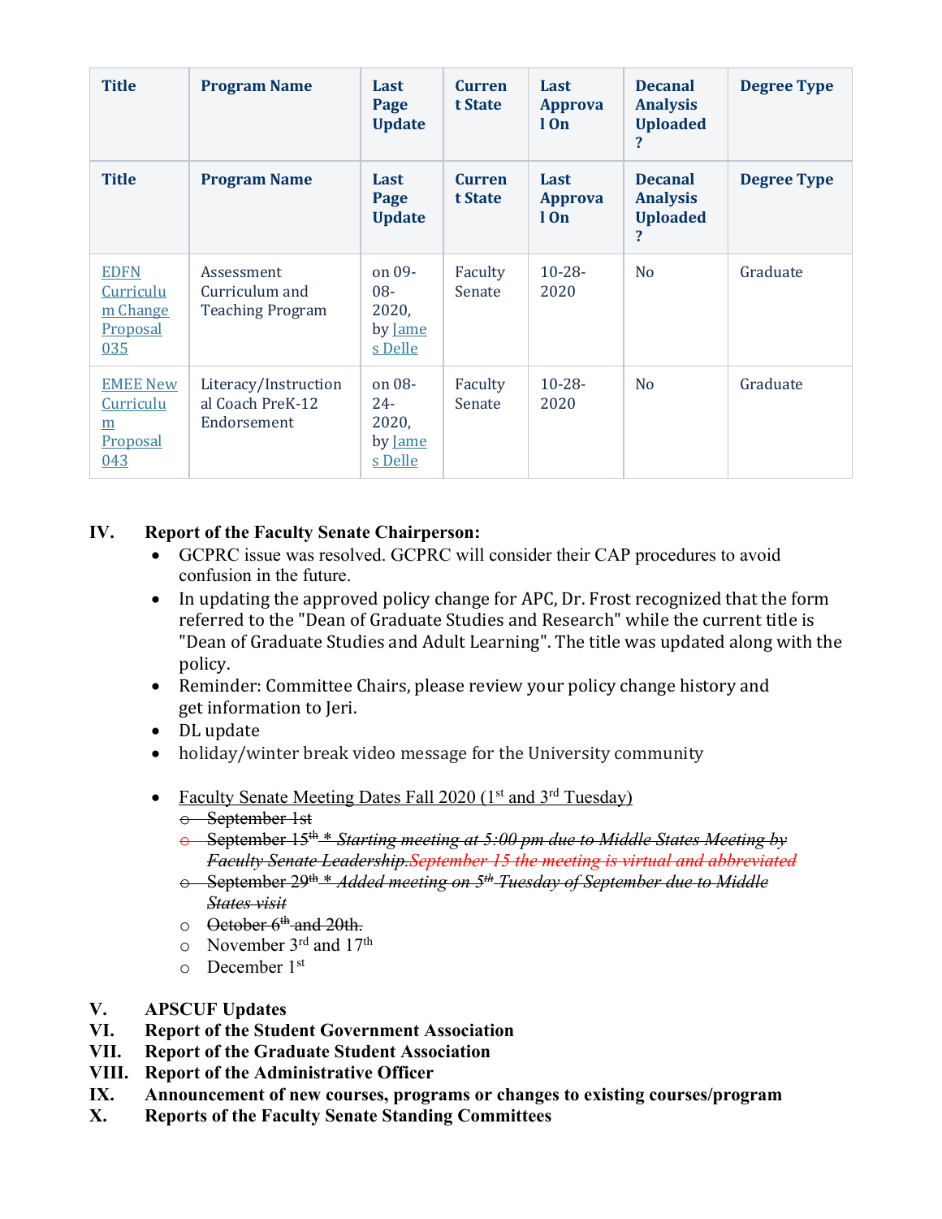| Title | Program Name | Last Page Update | Current State | Last Approval On | Decanal Analysis Uploaded? | Degree Type |
|---|---|---|---|---|---|---|
| Title | Program Name | Last Page Update | Current State | Last Approval On | Decanal Analysis Uploaded? | Degree Type |
| EDFN Curriculum Change Proposal 035 | Assessment Curriculum and Teaching Program | on 09-08-2020, by James Delle | Faculty Senate | 10-28-2020 | No | Graduate |
| EMEE New Curriculum Proposal 043 | Literacy/Instructional Coach PreK-12 Endorsement | on 08-24-2020, by James Delle | Faculty Senate | 10-28-2020 | No | Graduate |

**IV. Report of the Faculty Senate Chairperson:**

- GCPRC issue was resolved. GCPRC will consider their CAP procedures to avoid confusion in the future.
- In updating the approved policy change for APC, Dr. Frost recognized that the form referred to the "Dean of Graduate Studies and Research" while the current title is "Dean of Graduate Studies and Adult Learning". The title was updated along with the policy.
- Reminder: Committee Chairs, please review your policy change history and get information to Jeri.
- DL update
- holiday/winter break video message for the University community

- Faculty Senate Meeting Dates Fall 2020 (1st and 3rd Tuesday)
  - ~~September 1st~~
  - ~~September 15th * *Starting meeting at 5:00 pm due to Middle States Meeting by Faculty Senate Leadership.* *September 15 the meeting is virtual and abbreviated*~~
  - ~~September 29th * *Added meeting on 5th Tuesday of September due to Middle States visit*~~
  - ~~October 6th and 20th.~~
  - November 3rd and 17th
  - December 1st

**V. APSCUF Updates**

**VI. Report of the Student Government Association**

**VII. Report of the Graduate Student Association**

**VIII. Report of the Administrative Officer**

**IX. Announcement of new courses, programs or changes to existing courses/program**

**X. Reports of the Faculty Senate Standing Committees**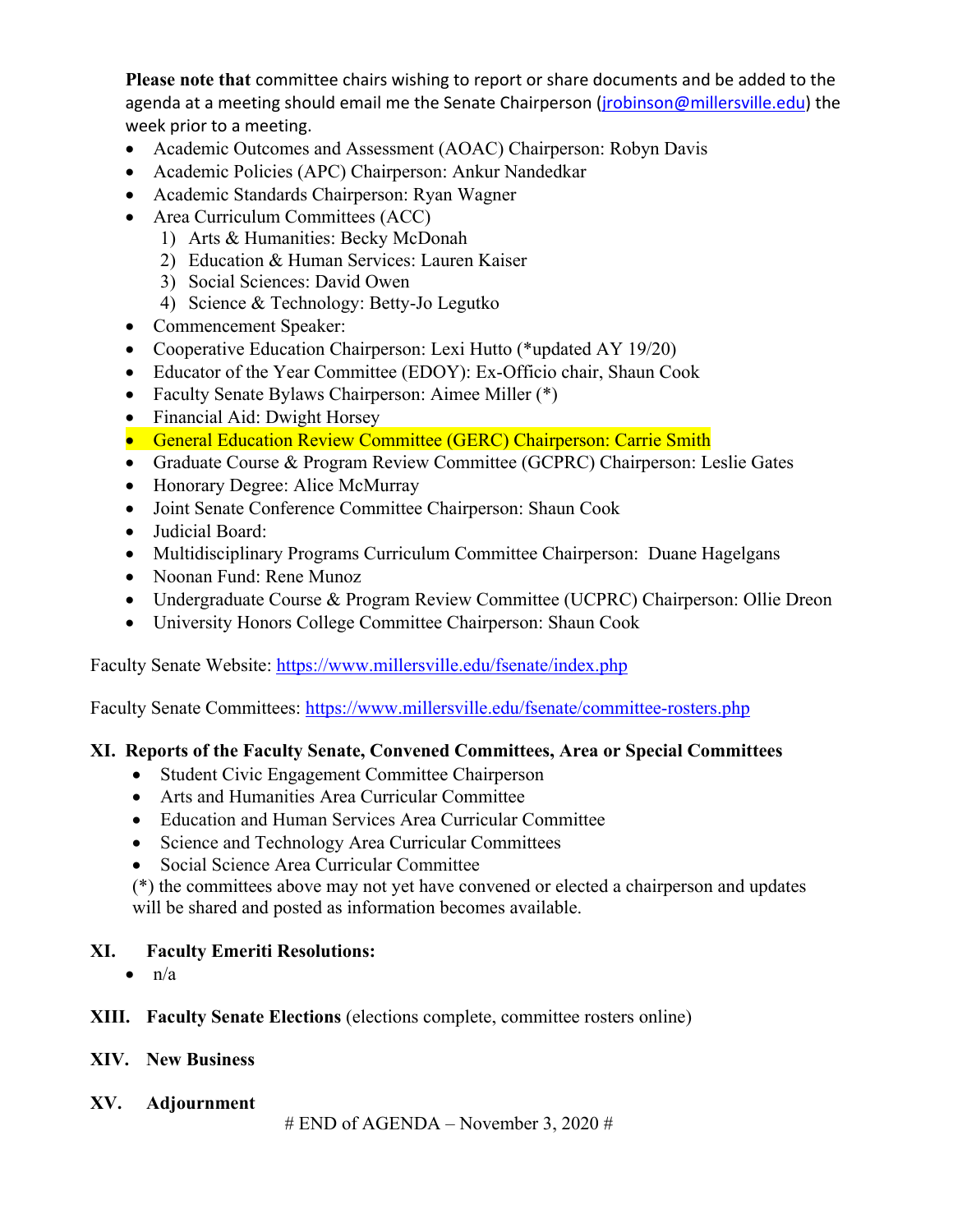**Please note that** committee chairs wishing to report or share documents and be added to the agenda at a meeting should email me the Senate Chairperson (jrobinson@millersville.edu) the week prior to a meeting.

- Academic Outcomes and Assessment (AOAC) Chairperson: Robyn Davis
- Academic Policies (APC) Chairperson: Ankur Nandedkar
- Academic Standards Chairperson: Ryan Wagner
- Area Curriculum Committees (ACC)
  1) Arts & Humanities: Becky McDonah
  2) Education & Human Services: Lauren Kaiser
  3) Social Sciences: David Owen
  4) Science & Technology: Betty-Jo Legutko
- Commencement Speaker:
- Cooperative Education Chairperson: Lexi Hutto (*updated AY 19/20)
- Educator of the Year Committee (EDOY): Ex-Officio chair, Shaun Cook
- Faculty Senate Bylaws Chairperson: Aimee Miller (*)
- Financial Aid: Dwight Horsey
- General Education Review Committee (GERC) Chairperson: Carrie Smith
- Graduate Course & Program Review Committee (GCPRC) Chairperson: Leslie Gates
- Honorary Degree: Alice McMurray
- Joint Senate Conference Committee Chairperson: Shaun Cook
- Judicial Board:
- Multidisciplinary Programs Curriculum Committee Chairperson: Duane Hagelgans
- Noonan Fund: Rene Munoz
- Undergraduate Course & Program Review Committee (UCPRC) Chairperson: Ollie Dreon
- University Honors College Committee Chairperson: Shaun Cook

Faculty Senate Website: https://www.millersville.edu/fsenate/index.php

Faculty Senate Committees: https://www.millersville.edu/fsenate/committee-rosters.php

## XI. Reports of the Faculty Senate, Convened Committees, Area or Special Committees

- Student Civic Engagement Committee Chairperson
- Arts and Humanities Area Curricular Committee
- Education and Human Services Area Curricular Committee
- Science and Technology Area Curricular Committees
- Social Science Area Curricular Committee

(*) the committees above may not yet have convened or elected a chairperson and updates will be shared and posted as information becomes available.

## XI. Faculty Emeriti Resolutions:

- n/a

## XIII. Faculty Senate Elections (elections complete, committee rosters online)

## XIV. New Business

## XV. Adjournment

# END of AGENDA – November 3, 2020 #